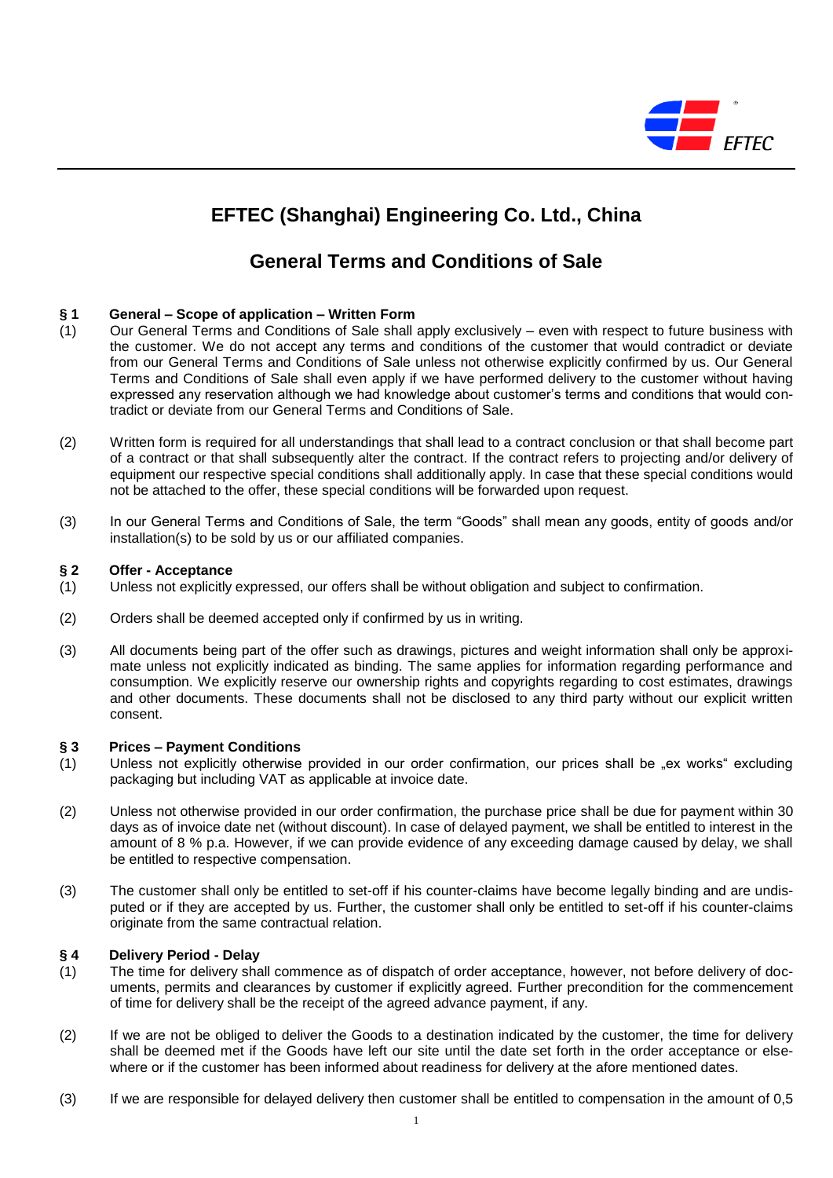# EFTEC (Shanghai) Engineering Co. Ltd., China

## General Terms and Conditions of Sale

### § 1 General – Scope of application – Written Form

(1) Our General Terms and Conditions of Sale shall apply exclusively – even with respect to future business with the customer. We do not accept any terms and conditions of the customer that would contradict or deviate from our General Terms and Conditions of Sale unless not otherwise explicitly confirmed by us. Our General Terms and Conditions of Sale shall even apply if we have performed delivery to the customer without having expressed any reservation although we had knowledge about customer's terms and conditions that would contradict or deviate from our General Terms and Conditions of Sale.

(2) Written form is required for all understandings that shall lead to a contract conclusion or that shall become part of a contract or that shall subsequently alter the contract. If the contract refers to projecting and/or delivery of equipment our respective special conditions shall additionally apply. In case that these special conditions would not be attached to the offer, these special conditions will be forwarded upon request.

(3) In our General Terms and Conditions of Sale, the term "Goods" shall mean any goods, entity of goods and/or installation(s) to be sold by us or our affiliated companies.

### § 2 Offer - Acceptance

(1) Unless not explicitly expressed, our offers shall be without obligation and subject to confirmation.

(2) Orders shall be deemed accepted only if confirmed by us in writing.

(3) All documents being part of the offer such as drawings, pictures and weight information shall only be approximate unless not explicitly indicated as binding. The same applies for information regarding performance and consumption. We explicitly reserve our ownership rights and copyrights regarding to cost estimates, drawings and other documents. These documents shall not be disclosed to any third party without our explicit written consent.

### § 3 Prices – Payment Conditions

(1) Unless not explicitly otherwise provided in our order confirmation, our prices shall be „ex works" excluding packaging but including VAT as applicable at invoice date.

(2) Unless not otherwise provided in our order confirmation, the purchase price shall be due for payment within 30 days as of invoice date net (without discount). In case of delayed payment, we shall be entitled to interest in the amount of 8 % p.a. However, if we can provide evidence of any exceeding damage caused by delay, we shall be entitled to respective compensation.

(3) The customer shall only be entitled to set-off if his counter-claims have become legally binding and are undisputed or if they are accepted by us. Further, the customer shall only be entitled to set-off if his counter-claims originate from the same contractual relation.

### § 4 Delivery Period - Delay

(1) The time for delivery shall commence as of dispatch of order acceptance, however, not before delivery of documents, permits and clearances by customer if explicitly agreed. Further precondition for the commencement of time for delivery shall be the receipt of the agreed advance payment, if any.

(2) If we are not be obliged to deliver the Goods to a destination indicated by the customer, the time for delivery shall be deemed met if the Goods have left our site until the date set forth in the order acceptance or elsewhere or if the customer has been informed about readiness for delivery at the afore mentioned dates.

(3) If we are responsible for delayed delivery then customer shall be entitled to compensation in the amount of 0,5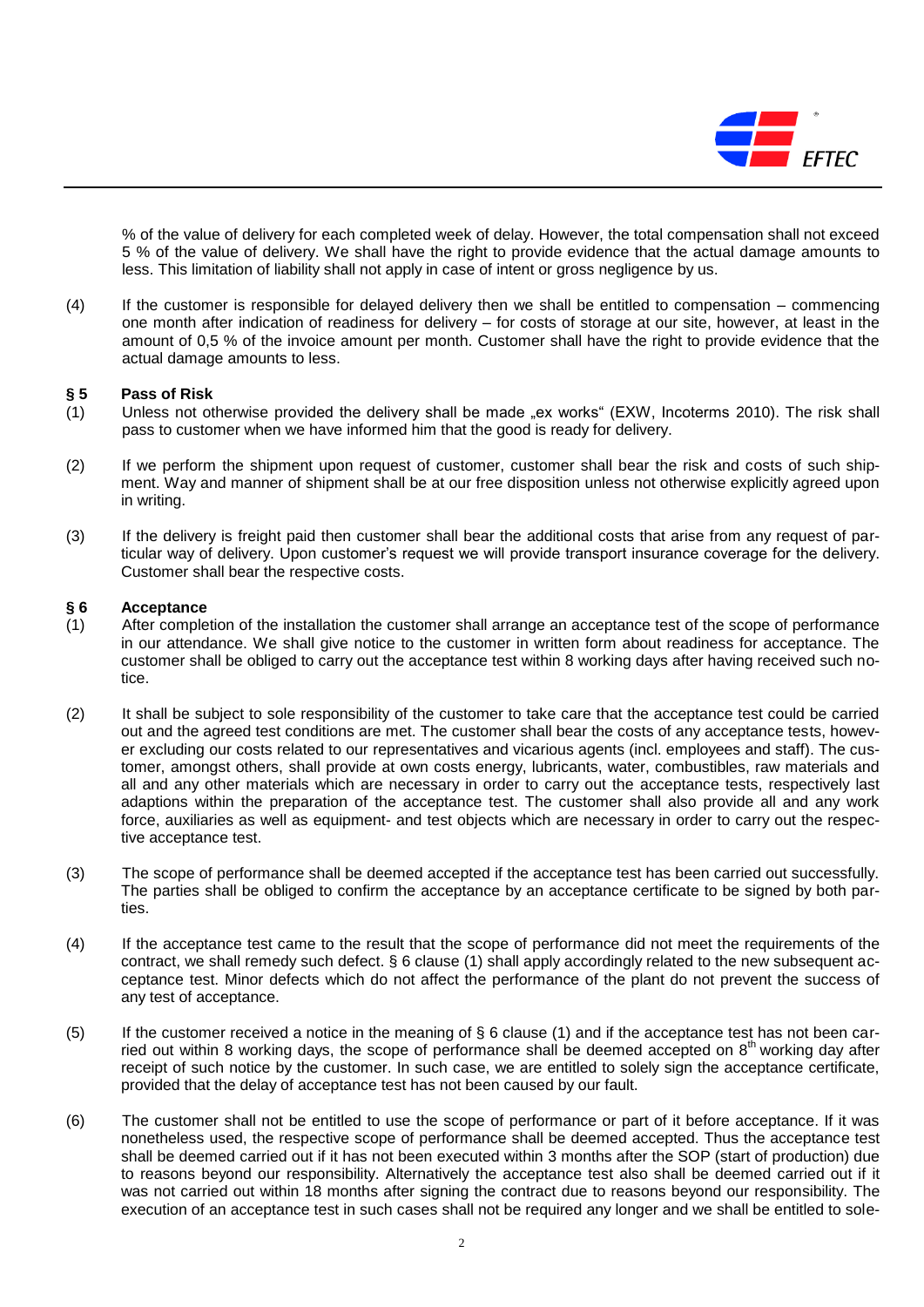% of the value of delivery for each completed week of delay. However, the total compensation shall not exceed 5 % of the value of delivery. We shall have the right to provide evidence that the actual damage amounts to less. This limitation of liability shall not apply in case of intent or gross negligence by us.

(4) If the customer is responsible for delayed delivery then we shall be entitled to compensation – commencing one month after indication of readiness for delivery – for costs of storage at our site, however, at least in the amount of 0,5 % of the invoice amount per month. Customer shall have the right to provide evidence that the actual damage amounts to less.

### § 5 Pass of Risk

(1) Unless not otherwise provided the delivery shall be made „ex works" (EXW, Incoterms 2010). The risk shall pass to customer when we have informed him that the good is ready for delivery.

(2) If we perform the shipment upon request of customer, customer shall bear the risk and costs of such shipment. Way and manner of shipment shall be at our free disposition unless not otherwise explicitly agreed upon in writing.

(3) If the delivery is freight paid then customer shall bear the additional costs that arise from any request of particular way of delivery. Upon customer's request we will provide transport insurance coverage for the delivery. Customer shall bear the respective costs.

### § 6 Acceptance

(1) After completion of the installation the customer shall arrange an acceptance test of the scope of performance in our attendance. We shall give notice to the customer in written form about readiness for acceptance. The customer shall be obliged to carry out the acceptance test within 8 working days after having received such notice.

(2) It shall be subject to sole responsibility of the customer to take care that the acceptance test could be carried out and the agreed test conditions are met. The customer shall bear the costs of any acceptance tests, however excluding our costs related to our representatives and vicarious agents (incl. employees and staff). The customer, amongst others, shall provide at own costs energy, lubricants, water, combustibles, raw materials and all and any other materials which are necessary in order to carry out the acceptance tests, respectively last adaptions within the preparation of the acceptance test. The customer shall also provide all and any work force, auxiliaries as well as equipment- and test objects which are necessary in order to carry out the respective acceptance test.

(3) The scope of performance shall be deemed accepted if the acceptance test has been carried out successfully. The parties shall be obliged to confirm the acceptance by an acceptance certificate to be signed by both parties.

(4) If the acceptance test came to the result that the scope of performance did not meet the requirements of the contract, we shall remedy such defect. § 6 clause (1) shall apply accordingly related to the new subsequent acceptance test. Minor defects which do not affect the performance of the plant do not prevent the success of any test of acceptance.

(5) If the customer received a notice in the meaning of § 6 clause (1) and if the acceptance test has not been carried out within 8 working days, the scope of performance shall be deemed accepted on 8th working day after receipt of such notice by the customer. In such case, we are entitled to solely sign the acceptance certificate, provided that the delay of acceptance test has not been caused by our fault.

(6) The customer shall not be entitled to use the scope of performance or part of it before acceptance. If it was nonetheless used, the respective scope of performance shall be deemed accepted. Thus the acceptance test shall be deemed carried out if it has not been executed within 3 months after the SOP (start of production) due to reasons beyond our responsibility. Alternatively the acceptance test also shall be deemed carried out if it was not carried out within 18 months after signing the contract due to reasons beyond our responsibility. The execution of an acceptance test in such cases shall not be required any longer and we shall be entitled to sole-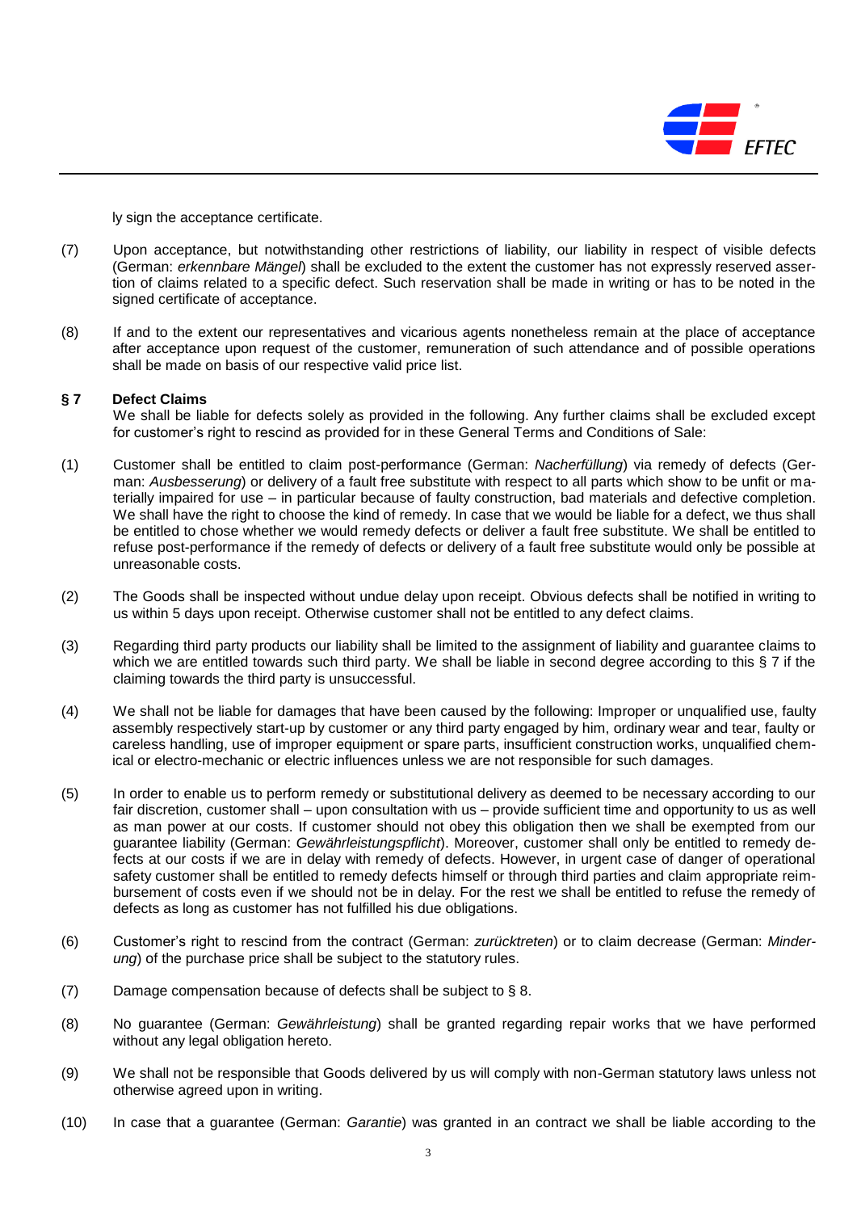ly sign the acceptance certificate.

(7) Upon acceptance, but notwithstanding other restrictions of liability, our liability in respect of visible defects (German: *erkennbare Mängel*) shall be excluded to the extent the customer has not expressly reserved assertion of claims related to a specific defect. Such reservation shall be made in writing or has to be noted in the signed certificate of acceptance.

(8) If and to the extent our representatives and vicarious agents nonetheless remain at the place of acceptance after acceptance upon request of the customer, remuneration of such attendance and of possible operations shall be made on basis of our respective valid price list.

## § 7 Defect Claims

We shall be liable for defects solely as provided in the following. Any further claims shall be excluded except for customer's right to rescind as provided for in these General Terms and Conditions of Sale:

(1) Customer shall be entitled to claim post-performance (German: *Nacherfüllung*) via remedy of defects (German: *Ausbesserung*) or delivery of a fault free substitute with respect to all parts which show to be unfit or materially impaired for use – in particular because of faulty construction, bad materials and defective completion. We shall have the right to choose the kind of remedy. In case that we would be liable for a defect, we thus shall be entitled to chose whether we would remedy defects or deliver a fault free substitute. We shall be entitled to refuse post-performance if the remedy of defects or delivery of a fault free substitute would only be possible at unreasonable costs.

(2) The Goods shall be inspected without undue delay upon receipt. Obvious defects shall be notified in writing to us within 5 days upon receipt. Otherwise customer shall not be entitled to any defect claims.

(3) Regarding third party products our liability shall be limited to the assignment of liability and guarantee claims to which we are entitled towards such third party. We shall be liable in second degree according to this § 7 if the claiming towards the third party is unsuccessful.

(4) We shall not be liable for damages that have been caused by the following: Improper or unqualified use, faulty assembly respectively start-up by customer or any third party engaged by him, ordinary wear and tear, faulty or careless handling, use of improper equipment or spare parts, insufficient construction works, unqualified chemical or electro-mechanic or electric influences unless we are not responsible for such damages.

(5) In order to enable us to perform remedy or substitutional delivery as deemed to be necessary according to our fair discretion, customer shall – upon consultation with us – provide sufficient time and opportunity to us as well as man power at our costs. If customer should not obey this obligation then we shall be exempted from our guarantee liability (German: *Gewährleistungspflicht*). Moreover, customer shall only be entitled to remedy defects at our costs if we are in delay with remedy of defects. However, in urgent case of danger of operational safety customer shall be entitled to remedy defects himself or through third parties and claim appropriate reimbursement of costs even if we should not be in delay. For the rest we shall be entitled to refuse the remedy of defects as long as customer has not fulfilled his due obligations.

(6) Customer's right to rescind from the contract (German: *zurücktreten*) or to claim decrease (German: *Minderung*) of the purchase price shall be subject to the statutory rules.

(7) Damage compensation because of defects shall be subject to § 8.

(8) No guarantee (German: *Gewährleistung*) shall be granted regarding repair works that we have performed without any legal obligation hereto.

(9) We shall not be responsible that Goods delivered by us will comply with non-German statutory laws unless not otherwise agreed upon in writing.

(10) In case that a guarantee (German: *Garantie*) was granted in an contract we shall be liable according to the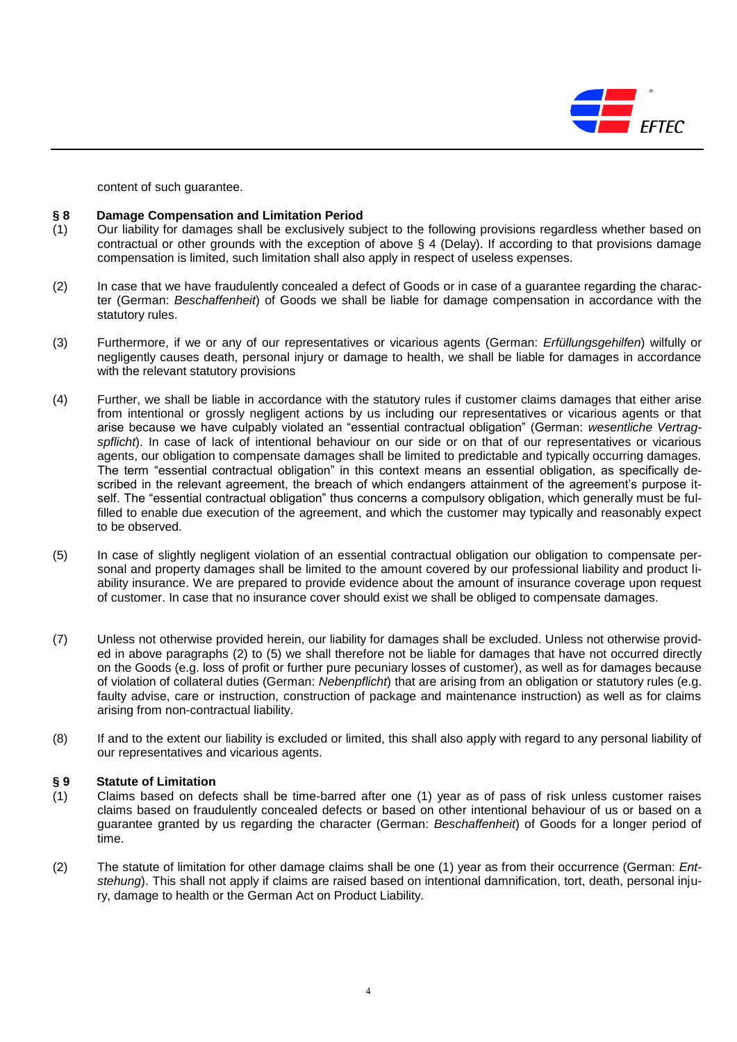content of such guarantee.

## § 8 Damage Compensation and Limitation Period

(1) Our liability for damages shall be exclusively subject to the following provisions regardless whether based on contractual or other grounds with the exception of above § 4 (Delay). If according to that provisions damage compensation is limited, such limitation shall also apply in respect of useless expenses.

(2) In case that we have fraudulently concealed a defect of Goods or in case of a guarantee regarding the character (German: *Beschaffenheit*) of Goods we shall be liable for damage compensation in accordance with the statutory rules.

(3) Furthermore, if we or any of our representatives or vicarious agents (German: *Erfüllungsgehilfen*) wilfully or negligently causes death, personal injury or damage to health, we shall be liable for damages in accordance with the relevant statutory provisions

(4) Further, we shall be liable in accordance with the statutory rules if customer claims damages that either arise from intentional or grossly negligent actions by us including our representatives or vicarious agents or that arise because we have culpably violated an "essential contractual obligation" (German: *wesentliche Vertragspflicht*). In case of lack of intentional behaviour on our side or on that of our representatives or vicarious agents, our obligation to compensate damages shall be limited to predictable and typically occurring damages. The term "essential contractual obligation" in this context means an essential obligation, as specifically described in the relevant agreement, the breach of which endangers attainment of the agreement's purpose itself. The "essential contractual obligation" thus concerns a compulsory obligation, which generally must be fulfilled to enable due execution of the agreement, and which the customer may typically and reasonably expect to be observed.

(5) In case of slightly negligent violation of an essential contractual obligation our obligation to compensate personal and property damages shall be limited to the amount covered by our professional liability and product liability insurance. We are prepared to provide evidence about the amount of insurance coverage upon request of customer. In case that no insurance cover should exist we shall be obliged to compensate damages.

(7) Unless not otherwise provided herein, our liability for damages shall be excluded. Unless not otherwise provided in above paragraphs (2) to (5) we shall therefore not be liable for damages that have not occurred directly on the Goods (e.g. loss of profit or further pure pecuniary losses of customer), as well as for damages because of violation of collateral duties (German: *Nebenpflicht*) that are arising from an obligation or statutory rules (e.g. faulty advise, care or instruction, construction of package and maintenance instruction) as well as for claims arising from non-contractual liability.

(8) If and to the extent our liability is excluded or limited, this shall also apply with regard to any personal liability of our representatives and vicarious agents.

## § 9 Statute of Limitation

(1) Claims based on defects shall be time-barred after one (1) year as of pass of risk unless customer raises claims based on fraudulently concealed defects or based on other intentional behaviour of us or based on a guarantee granted by us regarding the character (German: *Beschaffenheit*) of Goods for a longer period of time.

(2) The statute of limitation for other damage claims shall be one (1) year as from their occurrence (German: *Entstehung*). This shall not apply if claims are raised based on intentional damnification, tort, death, personal injury, damage to health or the German Act on Product Liability.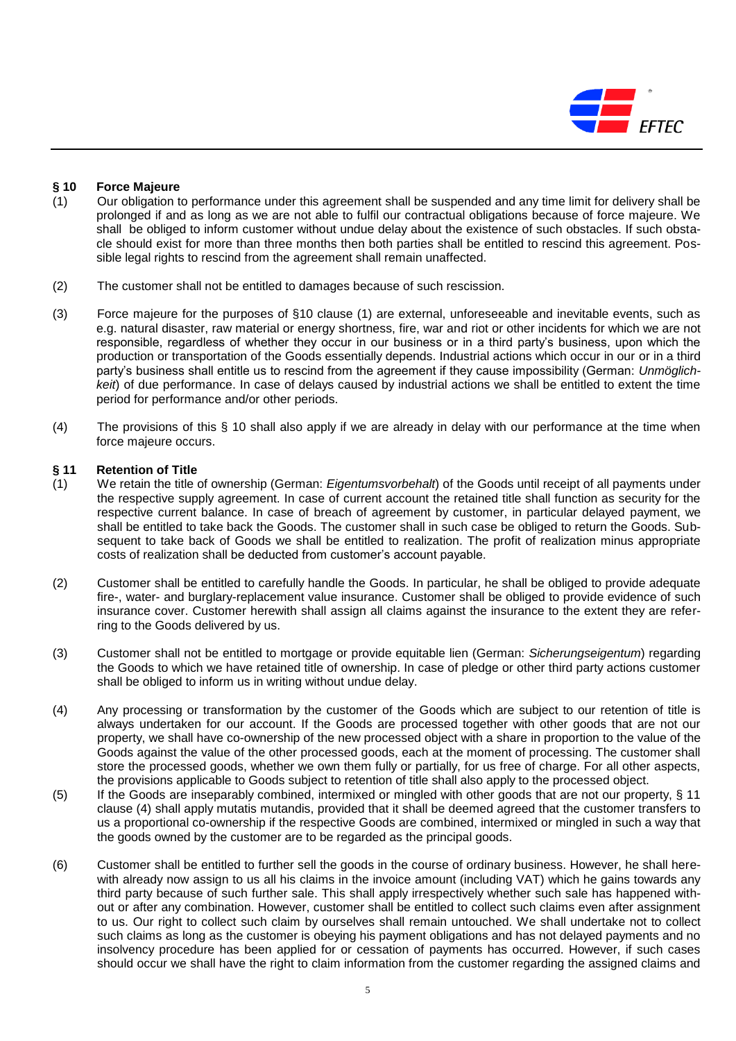## § 10 Force Majeure

(1) Our obligation to performance under this agreement shall be suspended and any time limit for delivery shall be prolonged if and as long as we are not able to fulfil our contractual obligations because of force majeure. We shall be obliged to inform customer without undue delay about the existence of such obstacles. If such obstacle should exist for more than three months then both parties shall be entitled to rescind this agreement. Possible legal rights to rescind from the agreement shall remain unaffected.

(2) The customer shall not be entitled to damages because of such rescission.

(3) Force majeure for the purposes of §10 clause (1) are external, unforeseeable and inevitable events, such as e.g. natural disaster, raw material or energy shortness, fire, war and riot or other incidents for which we are not responsible, regardless of whether they occur in our business or in a third party's business, upon which the production or transportation of the Goods essentially depends. Industrial actions which occur in our or in a third party's business shall entitle us to rescind from the agreement if they cause impossibility (German: *Unmöglichkeit*) of due performance. In case of delays caused by industrial actions we shall be entitled to extent the time period for performance and/or other periods.

(4) The provisions of this § 10 shall also apply if we are already in delay with our performance at the time when force majeure occurs.

## § 11 Retention of Title

(1) We retain the title of ownership (German: *Eigentumsvorbehalt*) of the Goods until receipt of all payments under the respective supply agreement. In case of current account the retained title shall function as security for the respective current balance. In case of breach of agreement by customer, in particular delayed payment, we shall be entitled to take back the Goods. The customer shall in such case be obliged to return the Goods. Subsequent to take back of Goods we shall be entitled to realization. The profit of realization minus appropriate costs of realization shall be deducted from customer's account payable.

(2) Customer shall be entitled to carefully handle the Goods. In particular, he shall be obliged to provide adequate fire-, water- and burglary-replacement value insurance. Customer shall be obliged to provide evidence of such insurance cover. Customer herewith shall assign all claims against the insurance to the extent they are referring to the Goods delivered by us.

(3) Customer shall not be entitled to mortgage or provide equitable lien (German: *Sicherungseigentum*) regarding the Goods to which we have retained title of ownership. In case of pledge or other third party actions customer shall be obliged to inform us in writing without undue delay.

(4) Any processing or transformation by the customer of the Goods which are subject to our retention of title is always undertaken for our account. If the Goods are processed together with other goods that are not our property, we shall have co-ownership of the new processed object with a share in proportion to the value of the Goods against the value of the other processed goods, each at the moment of processing. The customer shall store the processed goods, whether we own them fully or partially, for us free of charge. For all other aspects, the provisions applicable to Goods subject to retention of title shall also apply to the processed object.

(5) If the Goods are inseparably combined, intermixed or mingled with other goods that are not our property, § 11 clause (4) shall apply mutatis mutandis, provided that it shall be deemed agreed that the customer transfers to us a proportional co-ownership if the respective Goods are combined, intermixed or mingled in such a way that the goods owned by the customer are to be regarded as the principal goods.

(6) Customer shall be entitled to further sell the goods in the course of ordinary business. However, he shall herewith already now assign to us all his claims in the invoice amount (including VAT) which he gains towards any third party because of such further sale. This shall apply irrespectively whether such sale has happened without or after any combination. However, customer shall be entitled to collect such claims even after assignment to us. Our right to collect such claim by ourselves shall remain untouched. We shall undertake not to collect such claims as long as the customer is obeying his payment obligations and has not delayed payments and no insolvency procedure has been applied for or cessation of payments has occurred. However, if such cases should occur we shall have the right to claim information from the customer regarding the assigned claims and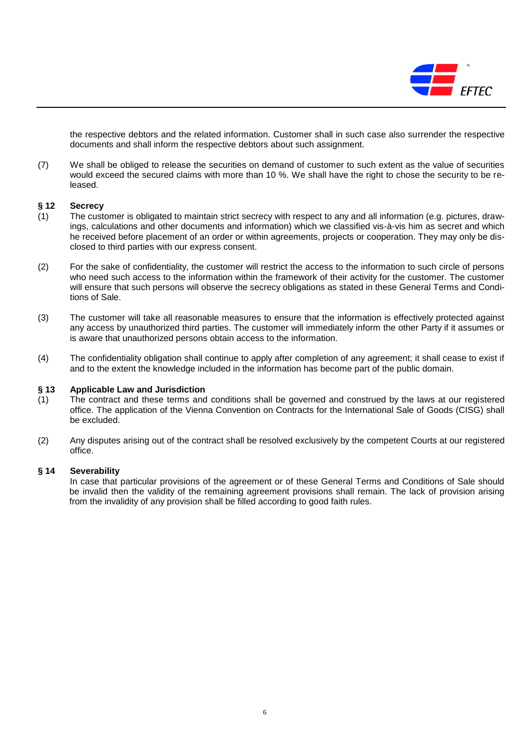the respective debtors and the related information. Customer shall in such case also surrender the respective documents and shall inform the respective debtors about such assignment.

(7) We shall be obliged to release the securities on demand of customer to such extent as the value of securities would exceed the secured claims with more than 10 %. We shall have the right to chose the security to be released.

### § 12 Secrecy

(1) The customer is obligated to maintain strict secrecy with respect to any and all information (e.g. pictures, drawings, calculations and other documents and information) which we classified vis-à-vis him as secret and which he received before placement of an order or within agreements, projects or cooperation. They may only be disclosed to third parties with our express consent.

(2) For the sake of confidentiality, the customer will restrict the access to the information to such circle of persons who need such access to the information within the framework of their activity for the customer. The customer will ensure that such persons will observe the secrecy obligations as stated in these General Terms and Conditions of Sale.

(3) The customer will take all reasonable measures to ensure that the information is effectively protected against any access by unauthorized third parties. The customer will immediately inform the other Party if it assumes or is aware that unauthorized persons obtain access to the information.

(4) The confidentiality obligation shall continue to apply after completion of any agreement; it shall cease to exist if and to the extent the knowledge included in the information has become part of the public domain.

### § 13 Applicable Law and Jurisdiction

(1) The contract and these terms and conditions shall be governed and construed by the laws at our registered office. The application of the Vienna Convention on Contracts for the International Sale of Goods (CISG) shall be excluded.

(2) Any disputes arising out of the contract shall be resolved exclusively by the competent Courts at our registered office.

### § 14 Severability

In case that particular provisions of the agreement or of these General Terms and Conditions of Sale should be invalid then the validity of the remaining agreement provisions shall remain. The lack of provision arising from the invalidity of any provision shall be filled according to good faith rules.